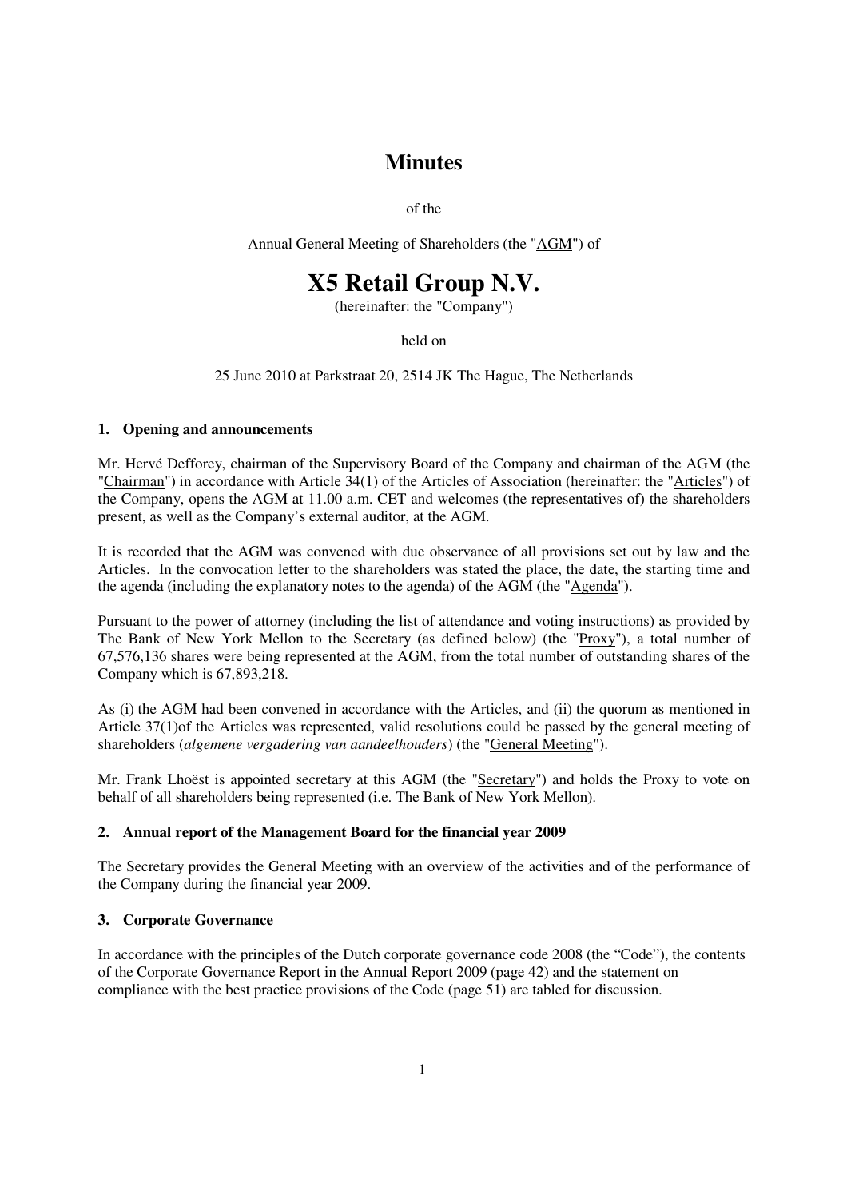# Minutes

of the

Annual General Meeting of Shareholders (the "AGM") of

# X5 Retail Group N.V.

(hereinafter: the "Company")

held on

25 June 2010 at Parkstraat 20, 2514 JK The Hague, The Netherlands

## 1. Opening and announcements

Mr. Hervé Defforey, chairman of the Supervisory Board of the Company and chairman of the AGM (the "Chairman") in accordance with Article 34(1) of the Articles of Association (hereinafter: the "Articles") of the Company, opens the AGM at 11.00 a.m. CET and welcomes (the representatives of) the shareholders present, as well as the Company's external auditor, at the AGM.

It is recorded that the AGM was convened with due observance of all provisions set out by law and the Articles. In the convocation letter to the shareholders was stated the place, the date, the starting time and the agenda (including the explanatory notes to the agenda) of the AGM (the "Agenda").

Pursuant to the power of attorney (including the list of attendance and voting instructions) as provided by The Bank of New York Mellon to the Secretary (as defined below) (the "Proxy"), a total number of 67,576,136 shares were being represented at the AGM, from the total number of outstanding shares of the Company which is 67,893,218.

As (i) the AGM had been convened in accordance with the Articles, and (ii) the quorum as mentioned in Article 37(1)of the Articles was represented, valid resolutions could be passed by the general meeting of shareholders (*algemene vergadering van aandeelhouders*) (the "General Meeting").

Mr. Frank Lhoëst is appointed secretary at this AGM (the "Secretary") and holds the Proxy to vote on behalf of all shareholders being represented (i.e. The Bank of New York Mellon).

## 2. Annual report of the Management Board for the financial year 2009

The Secretary provides the General Meeting with an overview of the activities and of the performance of the Company during the financial year 2009.

## 3. Corporate Governance

In accordance with the principles of the Dutch corporate governance code 2008 (the "Code"), the contents of the Corporate Governance Report in the Annual Report 2009 (page 42) and the statement on compliance with the best practice provisions of the Code (page 51) are tabled for discussion.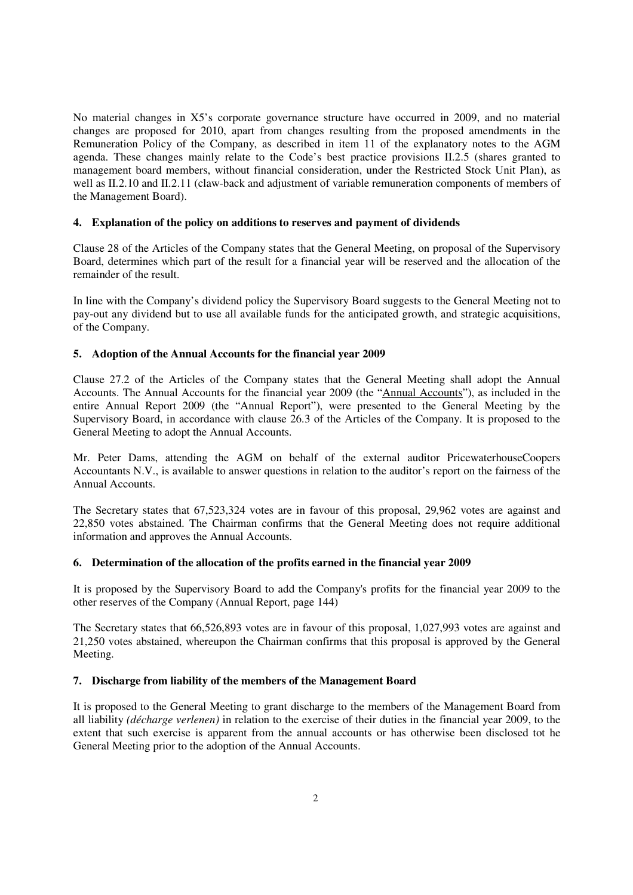No material changes in X5's corporate governance structure have occurred in 2009, and no material changes are proposed for 2010, apart from changes resulting from the proposed amendments in the Remuneration Policy of the Company, as described in item 11 of the explanatory notes to the AGM agenda. These changes mainly relate to the Code's best practice provisions II.2.5 (shares granted to management board members, without financial consideration, under the Restricted Stock Unit Plan), as well as II.2.10 and II.2.11 (claw-back and adjustment of variable remuneration components of members of the Management Board).

### 4. Explanation of the policy on additions to reserves and payment of dividends

Clause 28 of the Articles of the Company states that the General Meeting, on proposal of the Supervisory Board, determines which part of the result for a financial year will be reserved and the allocation of the remainder of the result.

In line with the Company's dividend policy the Supervisory Board suggests to the General Meeting not to pay-out any dividend but to use all available funds for the anticipated growth, and strategic acquisitions, of the Company.

### 5. Adoption of the Annual Accounts for the financial year 2009

Clause 27.2 of the Articles of the Company states that the General Meeting shall adopt the Annual Accounts. The Annual Accounts for the financial year 2009 (the "Annual Accounts"), as included in the entire Annual Report 2009 (the "Annual Report"), were presented to the General Meeting by the Supervisory Board, in accordance with clause 26.3 of the Articles of the Company. It is proposed to the General Meeting to adopt the Annual Accounts.

Mr. Peter Dams, attending the AGM on behalf of the external auditor PricewaterhouseCoopers Accountants N.V., is available to answer questions in relation to the auditor's report on the fairness of the Annual Accounts.

The Secretary states that 67,523,324 votes are in favour of this proposal, 29,962 votes are against and 22,850 votes abstained. The Chairman confirms that the General Meeting does not require additional information and approves the Annual Accounts.

### 6. Determination of the allocation of the profits earned in the financial year 2009

It is proposed by the Supervisory Board to add the Company's profits for the financial year 2009 to the other reserves of the Company (Annual Report, page 144)

The Secretary states that 66,526,893 votes are in favour of this proposal, 1,027,993 votes are against and 21,250 votes abstained, whereupon the Chairman confirms that this proposal is approved by the General Meeting.

### 7. Discharge from liability of the members of the Management Board

It is proposed to the General Meeting to grant discharge to the members of the Management Board from all liability *(décharge verlenen)* in relation to the exercise of their duties in the financial year 2009, to the extent that such exercise is apparent from the annual accounts or has otherwise been disclosed tot he General Meeting prior to the adoption of the Annual Accounts.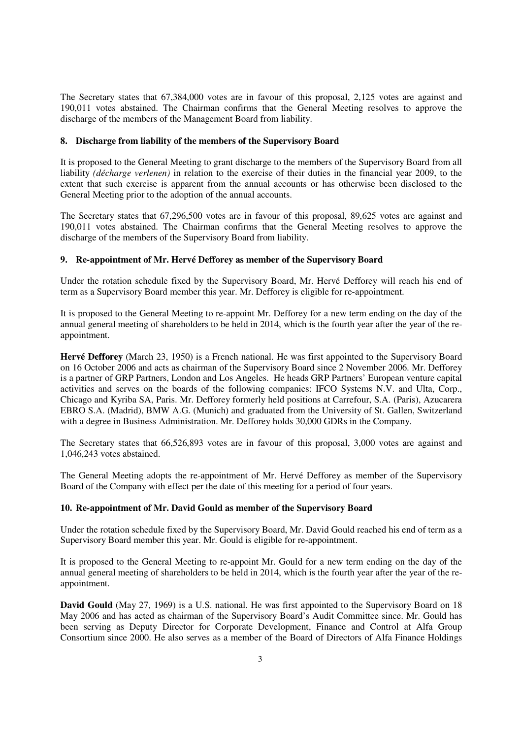The Secretary states that 67,384,000 votes are in favour of this proposal, 2,125 votes are against and 190,011 votes abstained. The Chairman confirms that the General Meeting resolves to approve the discharge of the members of the Management Board from liability.

### 8. Discharge from liability of the members of the Supervisory Board

It is proposed to the General Meeting to grant discharge to the members of the Supervisory Board from all liability *(décharge verlenen)* in relation to the exercise of their duties in the financial year 2009, to the extent that such exercise is apparent from the annual accounts or has otherwise been disclosed to the General Meeting prior to the adoption of the annual accounts.

The Secretary states that 67,296,500 votes are in favour of this proposal, 89,625 votes are against and 190,011 votes abstained. The Chairman confirms that the General Meeting resolves to approve the discharge of the members of the Supervisory Board from liability.

### 9. Re-appointment of Mr. Hervé Defforey as member of the Supervisory Board

Under the rotation schedule fixed by the Supervisory Board, Mr. Hervé Defforey will reach his end of term as a Supervisory Board member this year. Mr. Defforey is eligible for re-appointment.

It is proposed to the General Meeting to re-appoint Mr. Defforey for a new term ending on the day of the annual general meeting of shareholders to be held in 2014, which is the fourth year after the year of the re-appointment.

**Hervé Defforey** (March 23, 1950) is a French national. He was first appointed to the Supervisory Board on 16 October 2006 and acts as chairman of the Supervisory Board since 2 November 2006. Mr. Defforey is a partner of GRP Partners, London and Los Angeles. He heads GRP Partners' European venture capital activities and serves on the boards of the following companies: IFCO Systems N.V. and Ulta, Corp., Chicago and Kyriba SA, Paris. Mr. Defforey formerly held positions at Carrefour, S.A. (Paris), Azucarera EBRO S.A. (Madrid), BMW A.G. (Munich) and graduated from the University of St. Gallen, Switzerland with a degree in Business Administration. Mr. Defforey holds 30,000 GDRs in the Company.

The Secretary states that 66,526,893 votes are in favour of this proposal, 3,000 votes are against and 1,046,243 votes abstained.

The General Meeting adopts the re-appointment of Mr. Hervé Defforey as member of the Supervisory Board of the Company with effect per the date of this meeting for a period of four years.

### 10. Re-appointment of Mr. David Gould as member of the Supervisory Board

Under the rotation schedule fixed by the Supervisory Board, Mr. David Gould reached his end of term as a Supervisory Board member this year. Mr. Gould is eligible for re-appointment.

It is proposed to the General Meeting to re-appoint Mr. Gould for a new term ending on the day of the annual general meeting of shareholders to be held in 2014, which is the fourth year after the year of the re-appointment.

**David Gould** (May 27, 1969) is a U.S. national. He was first appointed to the Supervisory Board on 18 May 2006 and has acted as chairman of the Supervisory Board's Audit Committee since. Mr. Gould has been serving as Deputy Director for Corporate Development, Finance and Control at Alfa Group Consortium since 2000. He also serves as a member of the Board of Directors of Alfa Finance Holdings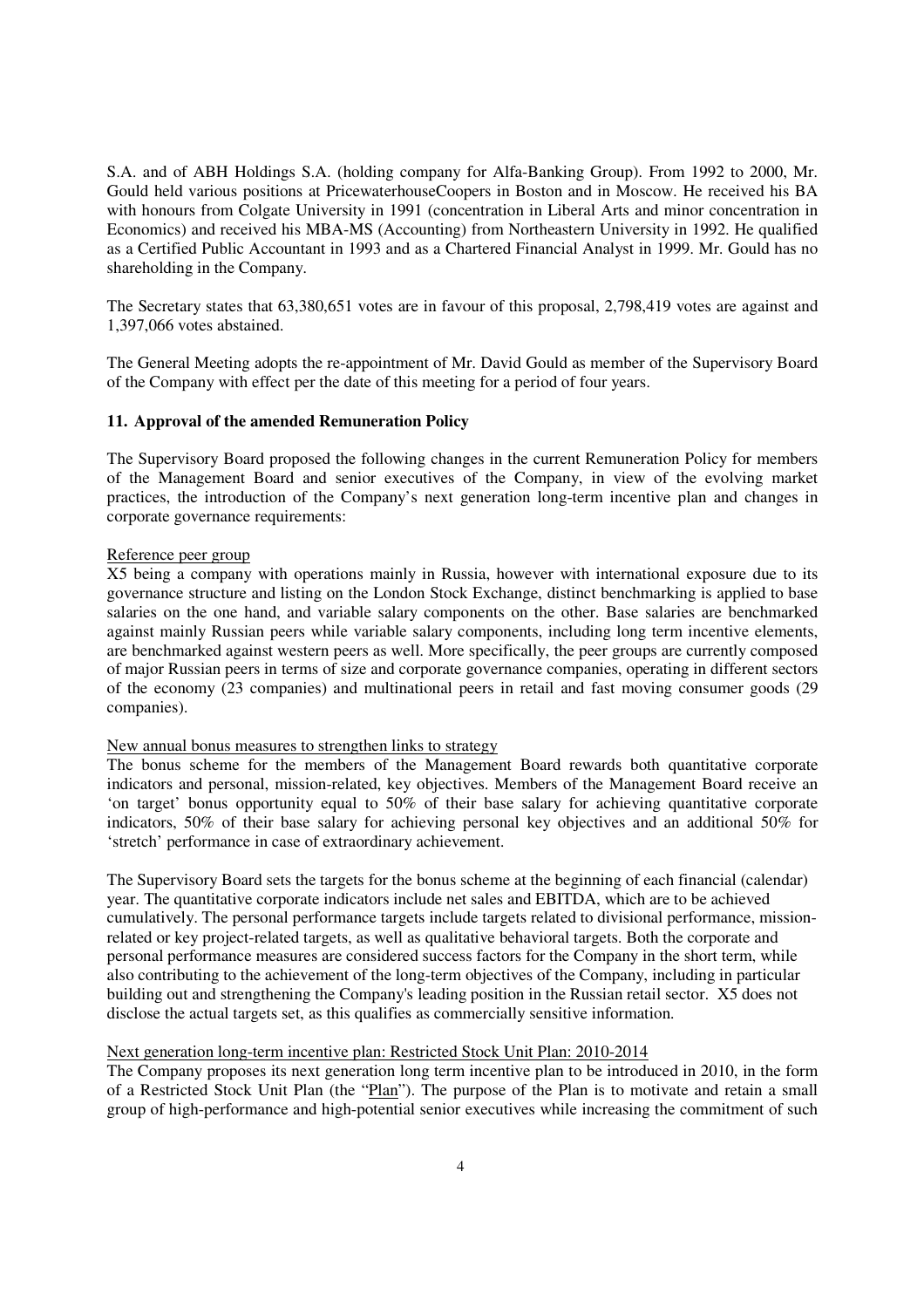S.A. and of ABH Holdings S.A. (holding company for Alfa-Banking Group). From 1992 to 2000, Mr. Gould held various positions at PricewaterhouseCoopers in Boston and in Moscow. He received his BA with honours from Colgate University in 1991 (concentration in Liberal Arts and minor concentration in Economics) and received his MBA-MS (Accounting) from Northeastern University in 1992. He qualified as a Certified Public Accountant in 1993 and as a Chartered Financial Analyst in 1999. Mr. Gould has no shareholding in the Company.

The Secretary states that 63,380,651 votes are in favour of this proposal, 2,798,419 votes are against and 1,397,066 votes abstained.

The General Meeting adopts the re-appointment of Mr. David Gould as member of the Supervisory Board of the Company with effect per the date of this meeting for a period of four years.

**11. Approval of the amended Remuneration Policy**

The Supervisory Board proposed the following changes in the current Remuneration Policy for members of the Management Board and senior executives of the Company, in view of the evolving market practices, the introduction of the Company's next generation long-term incentive plan and changes in corporate governance requirements:

Reference peer group

X5 being a company with operations mainly in Russia, however with international exposure due to its governance structure and listing on the London Stock Exchange, distinct benchmarking is applied to base salaries on the one hand, and variable salary components on the other. Base salaries are benchmarked against mainly Russian peers while variable salary components, including long term incentive elements, are benchmarked against western peers as well. More specifically, the peer groups are currently composed of major Russian peers in terms of size and corporate governance companies, operating in different sectors of the economy (23 companies) and multinational peers in retail and fast moving consumer goods (29 companies).

New annual bonus measures to strengthen links to strategy

The bonus scheme for the members of the Management Board rewards both quantitative corporate indicators and personal, mission-related, key objectives. Members of the Management Board receive an 'on target' bonus opportunity equal to 50% of their base salary for achieving quantitative corporate indicators, 50% of their base salary for achieving personal key objectives and an additional 50% for 'stretch' performance in case of extraordinary achievement.

The Supervisory Board sets the targets for the bonus scheme at the beginning of each financial (calendar) year. The quantitative corporate indicators include net sales and EBITDA, which are to be achieved cumulatively. The personal performance targets include targets related to divisional performance, mission-related or key project-related targets, as well as qualitative behavioral targets. Both the corporate and personal performance measures are considered success factors for the Company in the short term, while also contributing to the achievement of the long-term objectives of the Company, including in particular building out and strengthening the Company's leading position in the Russian retail sector. X5 does not disclose the actual targets set, as this qualifies as commercially sensitive information.

Next generation long-term incentive plan: Restricted Stock Unit Plan: 2010-2014

The Company proposes its next generation long term incentive plan to be introduced in 2010, in the form of a Restricted Stock Unit Plan (the "Plan"). The purpose of the Plan is to motivate and retain a small group of high-performance and high-potential senior executives while increasing the commitment of such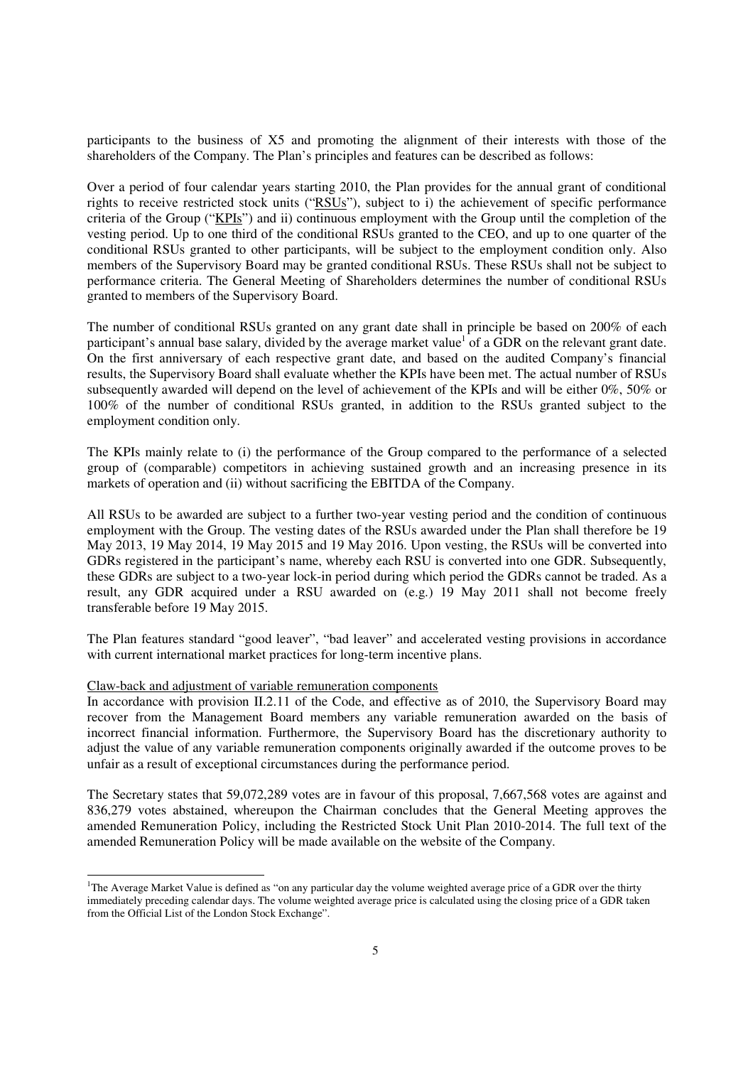participants to the business of X5 and promoting the alignment of their interests with those of the shareholders of the Company. The Plan's principles and features can be described as follows:

Over a period of four calendar years starting 2010, the Plan provides for the annual grant of conditional rights to receive restricted stock units ("RSUs"), subject to i) the achievement of specific performance criteria of the Group ("KPIs") and ii) continuous employment with the Group until the completion of the vesting period. Up to one third of the conditional RSUs granted to the CEO, and up to one quarter of the conditional RSUs granted to other participants, will be subject to the employment condition only. Also members of the Supervisory Board may be granted conditional RSUs. These RSUs shall not be subject to performance criteria. The General Meeting of Shareholders determines the number of conditional RSUs granted to members of the Supervisory Board.

The number of conditional RSUs granted on any grant date shall in principle be based on 200% of each participant's annual base salary, divided by the average market value[1] of a GDR on the relevant grant date. On the first anniversary of each respective grant date, and based on the audited Company's financial results, the Supervisory Board shall evaluate whether the KPIs have been met. The actual number of RSUs subsequently awarded will depend on the level of achievement of the KPIs and will be either 0%, 50% or 100% of the number of conditional RSUs granted, in addition to the RSUs granted subject to the employment condition only.

The KPIs mainly relate to (i) the performance of the Group compared to the performance of a selected group of (comparable) competitors in achieving sustained growth and an increasing presence in its markets of operation and (ii) without sacrificing the EBITDA of the Company.

All RSUs to be awarded are subject to a further two-year vesting period and the condition of continuous employment with the Group. The vesting dates of the RSUs awarded under the Plan shall therefore be 19 May 2013, 19 May 2014, 19 May 2015 and 19 May 2016. Upon vesting, the RSUs will be converted into GDRs registered in the participant's name, whereby each RSU is converted into one GDR. Subsequently, these GDRs are subject to a two-year lock-in period during which period the GDRs cannot be traded. As a result, any GDR acquired under a RSU awarded on (e.g.) 19 May 2011 shall not become freely transferable before 19 May 2015.

The Plan features standard "good leaver", "bad leaver" and accelerated vesting provisions in accordance with current international market practices for long-term incentive plans.

Claw-back and adjustment of variable remuneration components

In accordance with provision II.2.11 of the Code, and effective as of 2010, the Supervisory Board may recover from the Management Board members any variable remuneration awarded on the basis of incorrect financial information. Furthermore, the Supervisory Board has the discretionary authority to adjust the value of any variable remuneration components originally awarded if the outcome proves to be unfair as a result of exceptional circumstances during the performance period.

The Secretary states that 59,072,289 votes are in favour of this proposal, 7,667,568 votes are against and 836,279 votes abstained, whereupon the Chairman concludes that the General Meeting approves the amended Remuneration Policy, including the Restricted Stock Unit Plan 2010-2014. The full text of the amended Remuneration Policy will be made available on the website of the Company.

---

[1] The Average Market Value is defined as "on any particular day the volume weighted average price of a GDR over the thirty immediately preceding calendar days. The volume weighted average price is calculated using the closing price of a GDR taken from the Official List of the London Stock Exchange".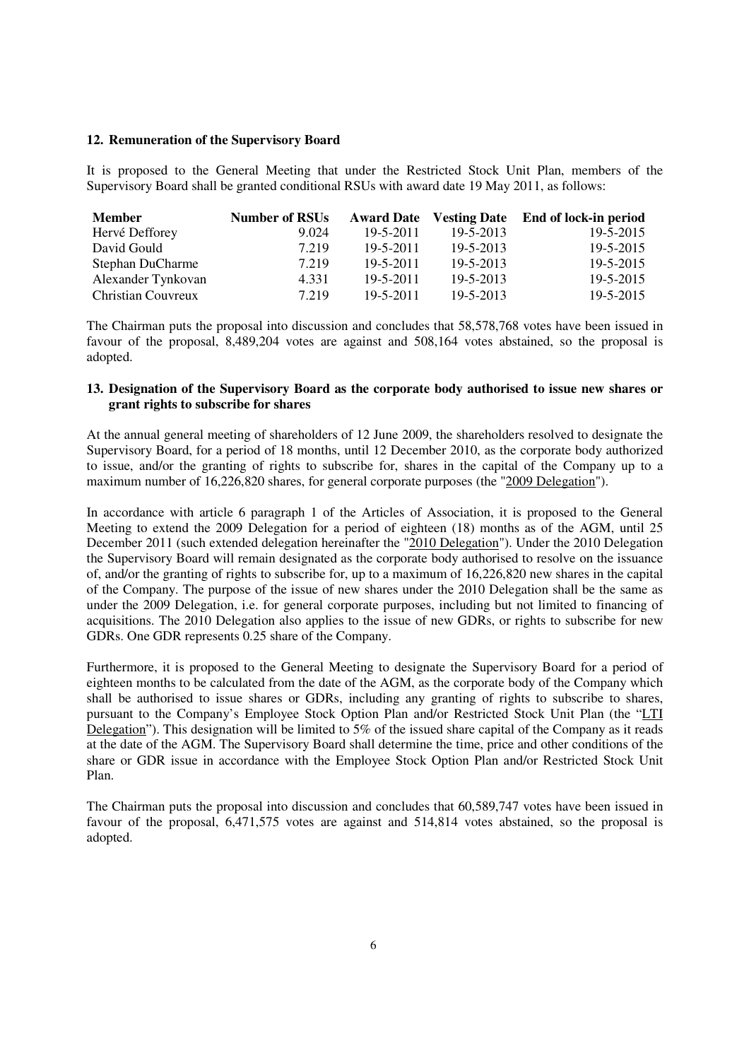## 12. Remuneration of the Supervisory Board

It is proposed to the General Meeting that under the Restricted Stock Unit Plan, members of the Supervisory Board shall be granted conditional RSUs with award date 19 May 2011, as follows:

| Member | Number of RSUs | Award Date | Vesting Date | End of lock-in period |
|---|---|---|---|---|
| Hervé Defforey | 9.024 | 19-5-2011 | 19-5-2013 | 19-5-2015 |
| David Gould | 7.219 | 19-5-2011 | 19-5-2013 | 19-5-2015 |
| Stephan DuCharme | 7.219 | 19-5-2011 | 19-5-2013 | 19-5-2015 |
| Alexander Tynkovan | 4.331 | 19-5-2011 | 19-5-2013 | 19-5-2015 |
| Christian Couvreux | 7.219 | 19-5-2011 | 19-5-2013 | 19-5-2015 |

The Chairman puts the proposal into discussion and concludes that 58,578,768 votes have been issued in favour of the proposal, 8,489,204 votes are against and 508,164 votes abstained, so the proposal is adopted.

## 13. Designation of the Supervisory Board as the corporate body authorised to issue new shares or grant rights to subscribe for shares

At the annual general meeting of shareholders of 12 June 2009, the shareholders resolved to designate the Supervisory Board, for a period of 18 months, until 12 December 2010, as the corporate body authorized to issue, and/or the granting of rights to subscribe for, shares in the capital of the Company up to a maximum number of 16,226,820 shares, for general corporate purposes (the "2009 Delegation").

In accordance with article 6 paragraph 1 of the Articles of Association, it is proposed to the General Meeting to extend the 2009 Delegation for a period of eighteen (18) months as of the AGM, until 25 December 2011 (such extended delegation hereinafter the "2010 Delegation"). Under the 2010 Delegation the Supervisory Board will remain designated as the corporate body authorised to resolve on the issuance of, and/or the granting of rights to subscribe for, up to a maximum of 16,226,820 new shares in the capital of the Company. The purpose of the issue of new shares under the 2010 Delegation shall be the same as under the 2009 Delegation, i.e. for general corporate purposes, including but not limited to financing of acquisitions. The 2010 Delegation also applies to the issue of new GDRs, or rights to subscribe for new GDRs. One GDR represents 0.25 share of the Company.

Furthermore, it is proposed to the General Meeting to designate the Supervisory Board for a period of eighteen months to be calculated from the date of the AGM, as the corporate body of the Company which shall be authorised to issue shares or GDRs, including any granting of rights to subscribe to shares, pursuant to the Company's Employee Stock Option Plan and/or Restricted Stock Unit Plan (the "LTI Delegation"). This designation will be limited to 5% of the issued share capital of the Company as it reads at the date of the AGM. The Supervisory Board shall determine the time, price and other conditions of the share or GDR issue in accordance with the Employee Stock Option Plan and/or Restricted Stock Unit Plan.

The Chairman puts the proposal into discussion and concludes that 60,589,747 votes have been issued in favour of the proposal, 6,471,575 votes are against and 514,814 votes abstained, so the proposal is adopted.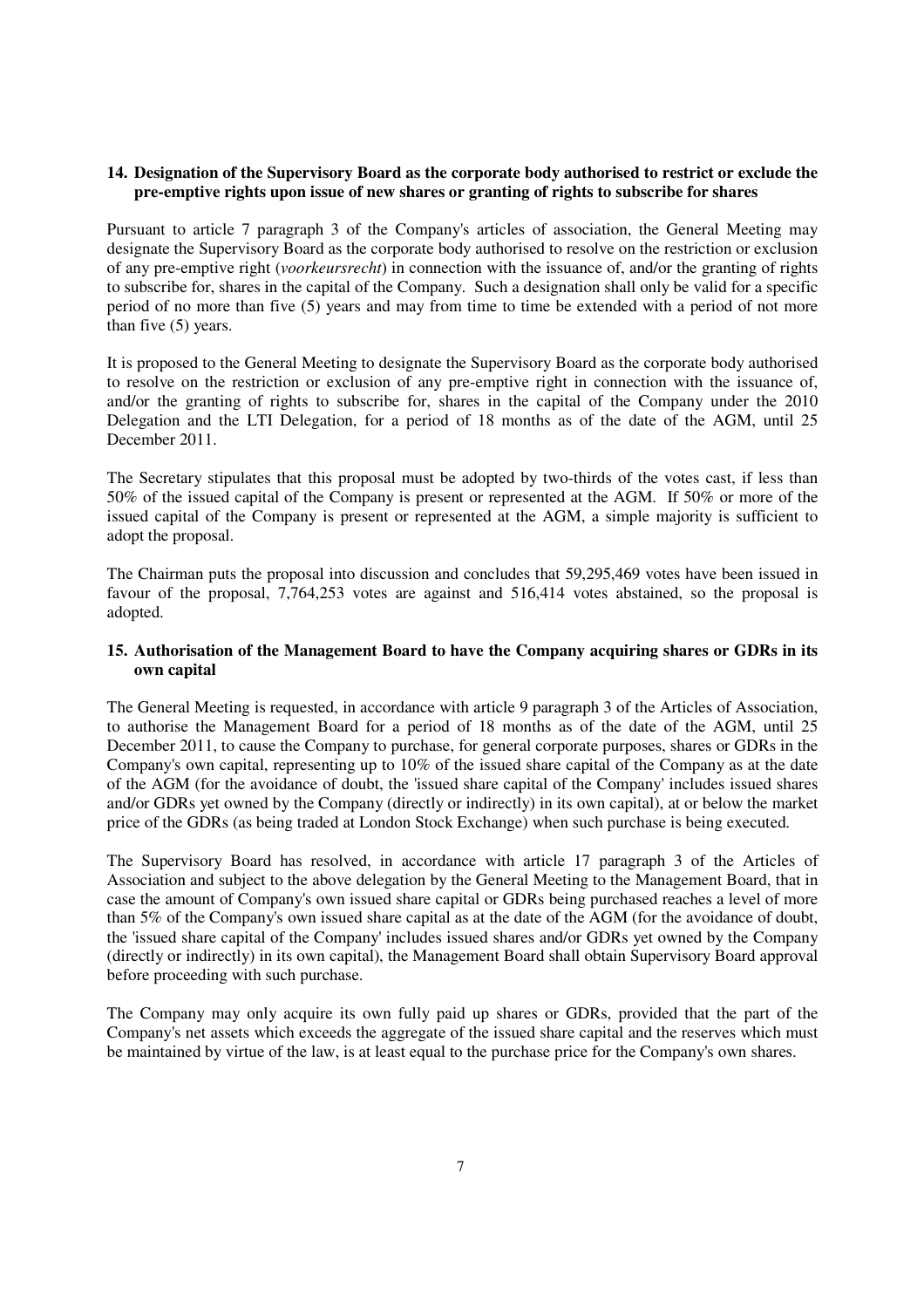## 14. Designation of the Supervisory Board as the corporate body authorised to restrict or exclude the pre-emptive rights upon issue of new shares or granting of rights to subscribe for shares

Pursuant to article 7 paragraph 3 of the Company's articles of association, the General Meeting may designate the Supervisory Board as the corporate body authorised to resolve on the restriction or exclusion of any pre-emptive right (*voorkeursrecht*) in connection with the issuance of, and/or the granting of rights to subscribe for, shares in the capital of the Company. Such a designation shall only be valid for a specific period of no more than five (5) years and may from time to time be extended with a period of not more than five (5) years.

It is proposed to the General Meeting to designate the Supervisory Board as the corporate body authorised to resolve on the restriction or exclusion of any pre-emptive right in connection with the issuance of, and/or the granting of rights to subscribe for, shares in the capital of the Company under the 2010 Delegation and the LTI Delegation, for a period of 18 months as of the date of the AGM, until 25 December 2011.

The Secretary stipulates that this proposal must be adopted by two-thirds of the votes cast, if less than 50% of the issued capital of the Company is present or represented at the AGM. If 50% or more of the issued capital of the Company is present or represented at the AGM, a simple majority is sufficient to adopt the proposal.

The Chairman puts the proposal into discussion and concludes that 59,295,469 votes have been issued in favour of the proposal, 7,764,253 votes are against and 516,414 votes abstained, so the proposal is adopted.

## 15. Authorisation of the Management Board to have the Company acquiring shares or GDRs in its own capital

The General Meeting is requested, in accordance with article 9 paragraph 3 of the Articles of Association, to authorise the Management Board for a period of 18 months as of the date of the AGM, until 25 December 2011, to cause the Company to purchase, for general corporate purposes, shares or GDRs in the Company's own capital, representing up to 10% of the issued share capital of the Company as at the date of the AGM (for the avoidance of doubt, the 'issued share capital of the Company' includes issued shares and/or GDRs yet owned by the Company (directly or indirectly) in its own capital), at or below the market price of the GDRs (as being traded at London Stock Exchange) when such purchase is being executed.

The Supervisory Board has resolved, in accordance with article 17 paragraph 3 of the Articles of Association and subject to the above delegation by the General Meeting to the Management Board, that in case the amount of Company's own issued share capital or GDRs being purchased reaches a level of more than 5% of the Company's own issued share capital as at the date of the AGM (for the avoidance of doubt, the 'issued share capital of the Company' includes issued shares and/or GDRs yet owned by the Company (directly or indirectly) in its own capital), the Management Board shall obtain Supervisory Board approval before proceeding with such purchase.

The Company may only acquire its own fully paid up shares or GDRs, provided that the part of the Company's net assets which exceeds the aggregate of the issued share capital and the reserves which must be maintained by virtue of the law, is at least equal to the purchase price for the Company's own shares.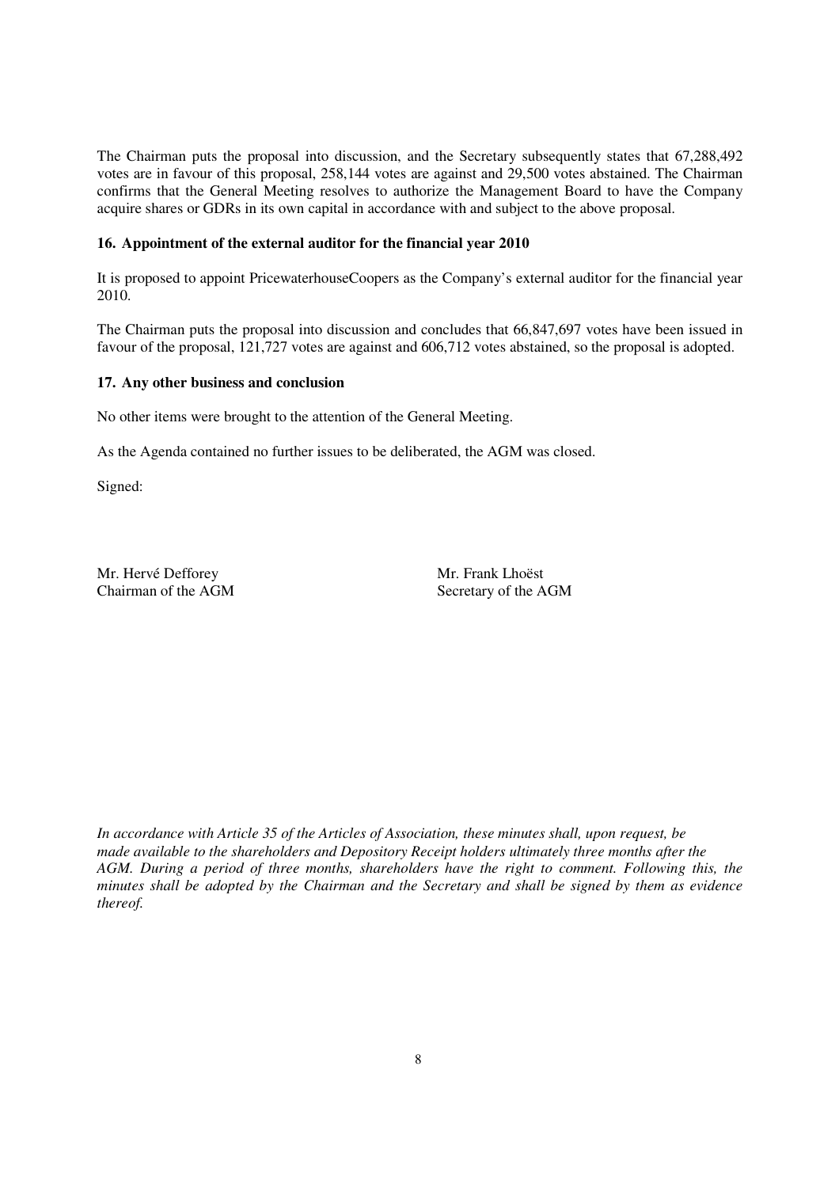The Chairman puts the proposal into discussion, and the Secretary subsequently states that 67,288,492 votes are in favour of this proposal, 258,144 votes are against and 29,500 votes abstained. The Chairman confirms that the General Meeting resolves to authorize the Management Board to have the Company acquire shares or GDRs in its own capital in accordance with and subject to the above proposal.

**16. Appointment of the external auditor for the financial year 2010**

It is proposed to appoint PricewaterhouseCoopers as the Company's external auditor for the financial year 2010.

The Chairman puts the proposal into discussion and concludes that 66,847,697 votes have been issued in favour of the proposal, 121,727 votes are against and 606,712 votes abstained, so the proposal is adopted.

**17. Any other business and conclusion**

No other items were brought to the attention of the General Meeting.

As the Agenda contained no further issues to be deliberated, the AGM was closed.

Signed:

Mr. Hervé Defforey
Chairman of the AGM

Mr. Frank Lhoëst
Secretary of the AGM

*In accordance with Article 35 of the Articles of Association, these minutes shall, upon request, be made available to the shareholders and Depository Receipt holders ultimately three months after the AGM. During a period of three months, shareholders have the right to comment. Following this, the minutes shall be adopted by the Chairman and the Secretary and shall be signed by them as evidence thereof.*